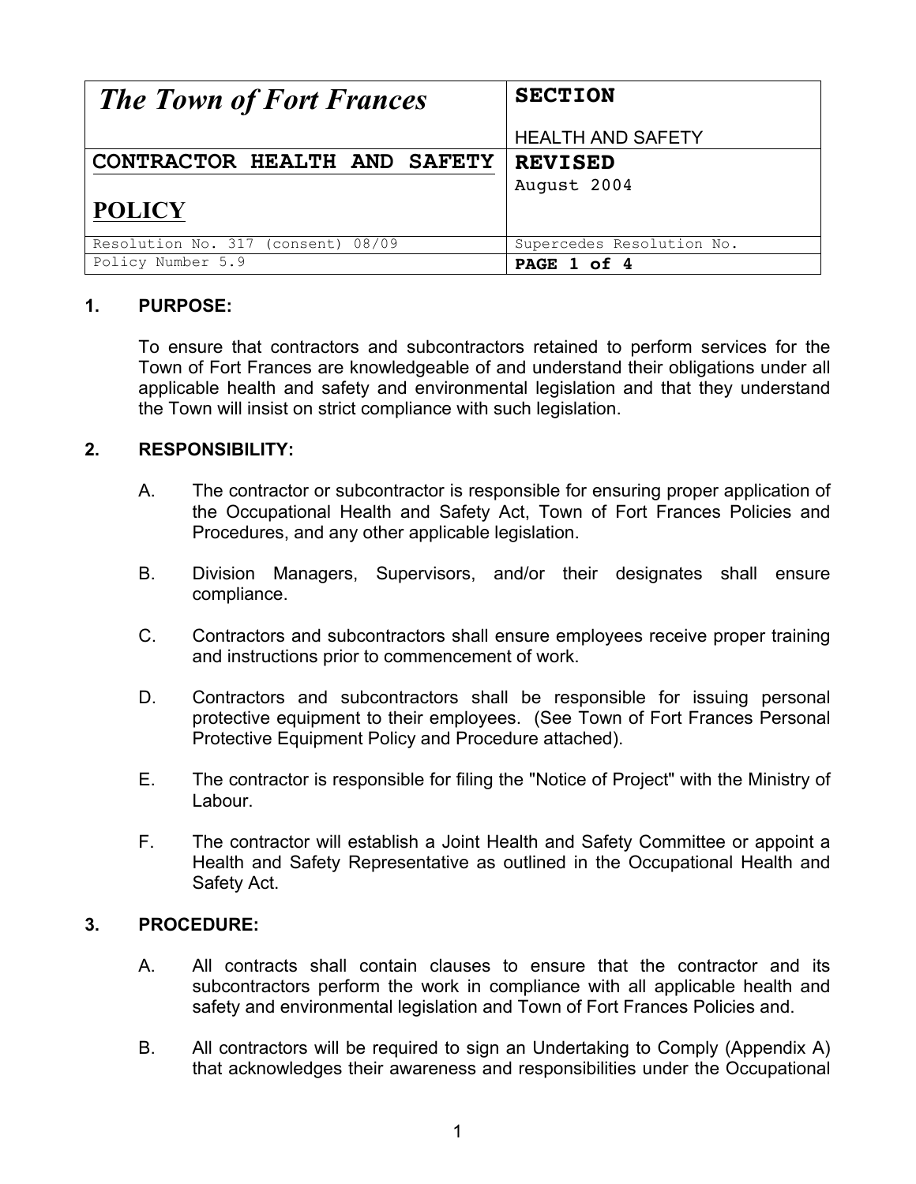| *The Town of Fort Frances* | **SECTION**<br><br>HEALTH AND SAFETY |
|---|---|
| **CONTRACTOR HEALTH AND SAFETY**<br><br>**POLICY** | **REVISED**<br>August 2004 |
| Resolution No. 317 (consent) 08/09 | Supercedes Resolution No. |
| Policy Number 5.9 | **PAGE 1 of 4** |

## 1. PURPOSE:

To ensure that contractors and subcontractors retained to perform services for the Town of Fort Frances are knowledgeable of and understand their obligations under all applicable health and safety and environmental legislation and that they understand the Town will insist on strict compliance with such legislation.

## 2. RESPONSIBILITY:

A. The contractor or subcontractor is responsible for ensuring proper application of the Occupational Health and Safety Act, Town of Fort Frances Policies and Procedures, and any other applicable legislation.

B. Division Managers, Supervisors, and/or their designates shall ensure compliance.

C. Contractors and subcontractors shall ensure employees receive proper training and instructions prior to commencement of work.

D. Contractors and subcontractors shall be responsible for issuing personal protective equipment to their employees. (See Town of Fort Frances Personal Protective Equipment Policy and Procedure attached).

E. The contractor is responsible for filing the "Notice of Project" with the Ministry of Labour.

F. The contractor will establish a Joint Health and Safety Committee or appoint a Health and Safety Representative as outlined in the Occupational Health and Safety Act.

## 3. PROCEDURE:

A. All contracts shall contain clauses to ensure that the contractor and its subcontractors perform the work in compliance with all applicable health and safety and environmental legislation and Town of Fort Frances Policies and.

B. All contractors will be required to sign an Undertaking to Comply (Appendix A) that acknowledges their awareness and responsibilities under the Occupational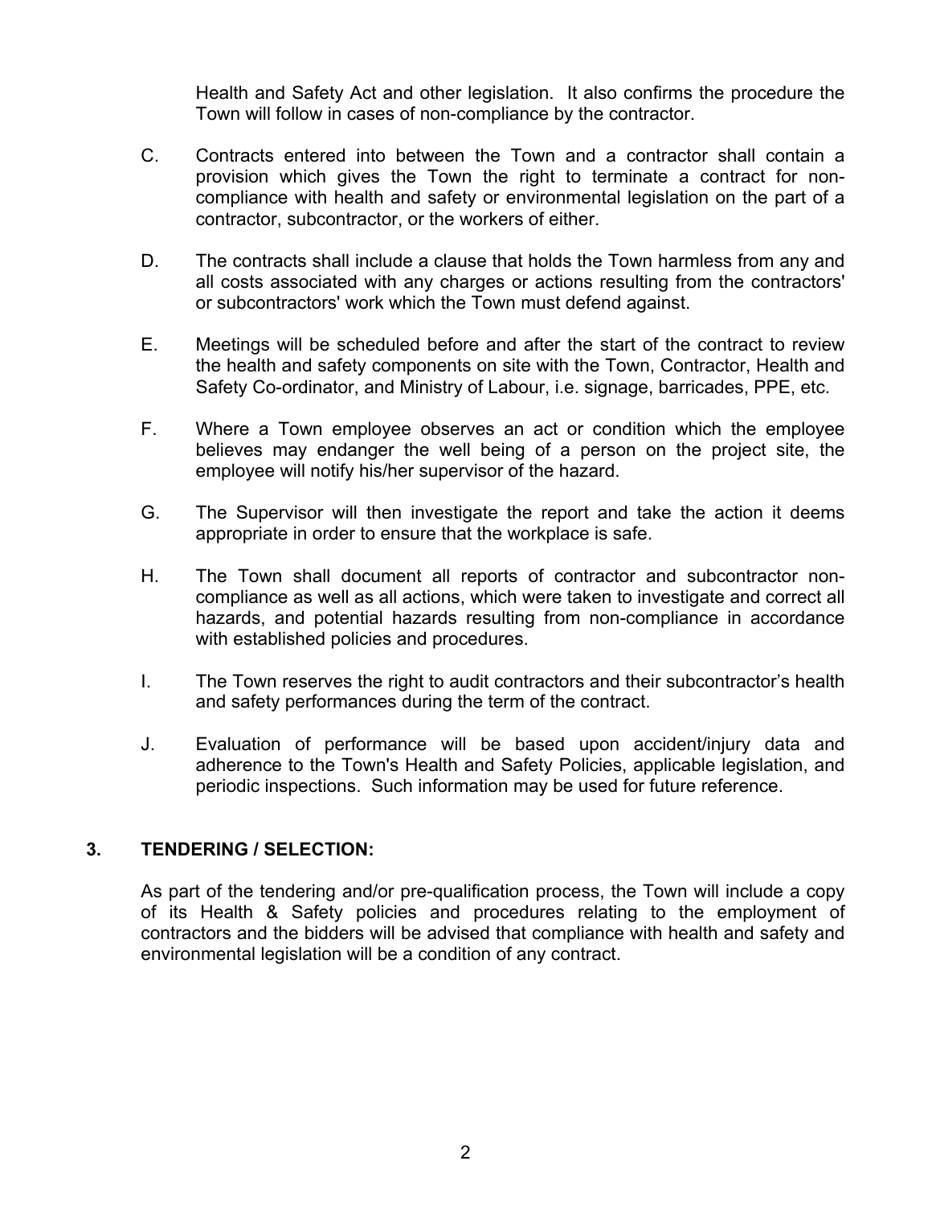Health and Safety Act and other legislation. It also confirms the procedure the Town will follow in cases of non-compliance by the contractor.

C. Contracts entered into between the Town and a contractor shall contain a provision which gives the Town the right to terminate a contract for non-compliance with health and safety or environmental legislation on the part of a contractor, subcontractor, or the workers of either.

D. The contracts shall include a clause that holds the Town harmless from any and all costs associated with any charges or actions resulting from the contractors' or subcontractors' work which the Town must defend against.

E. Meetings will be scheduled before and after the start of the contract to review the health and safety components on site with the Town, Contractor, Health and Safety Co-ordinator, and Ministry of Labour, i.e. signage, barricades, PPE, etc.

F. Where a Town employee observes an act or condition which the employee believes may endanger the well being of a person on the project site, the employee will notify his/her supervisor of the hazard.

G. The Supervisor will then investigate the report and take the action it deems appropriate in order to ensure that the workplace is safe.

H. The Town shall document all reports of contractor and subcontractor non-compliance as well as all actions, which were taken to investigate and correct all hazards, and potential hazards resulting from non-compliance in accordance with established policies and procedures.

I. The Town reserves the right to audit contractors and their subcontractor's health and safety performances during the term of the contract.

J. Evaluation of performance will be based upon accident/injury data and adherence to the Town's Health and Safety Policies, applicable legislation, and periodic inspections. Such information may be used for future reference.

## 3. TENDERING / SELECTION:

As part of the tendering and/or pre-qualification process, the Town will include a copy of its Health & Safety policies and procedures relating to the employment of contractors and the bidders will be advised that compliance with health and safety and environmental legislation will be a condition of any contract.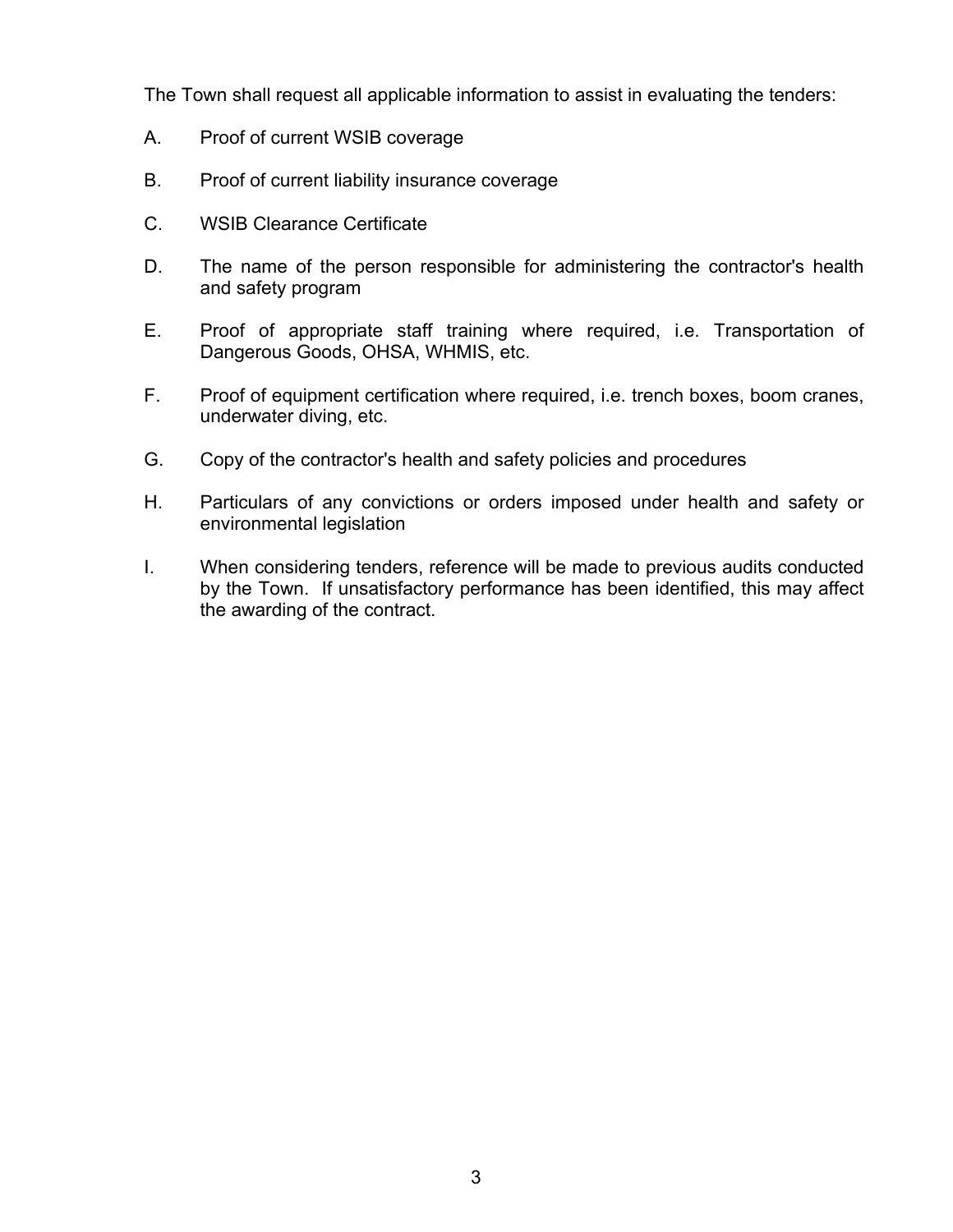The Town shall request all applicable information to assist in evaluating the tenders:

A. Proof of current WSIB coverage

B. Proof of current liability insurance coverage

C. WSIB Clearance Certificate

D. The name of the person responsible for administering the contractor's health and safety program

E. Proof of appropriate staff training where required, i.e. Transportation of Dangerous Goods, OHSA, WHMIS, etc.

F. Proof of equipment certification where required, i.e. trench boxes, boom cranes, underwater diving, etc.

G. Copy of the contractor's health and safety policies and procedures

H. Particulars of any convictions or orders imposed under health and safety or environmental legislation

I. When considering tenders, reference will be made to previous audits conducted by the Town. If unsatisfactory performance has been identified, this may affect the awarding of the contract.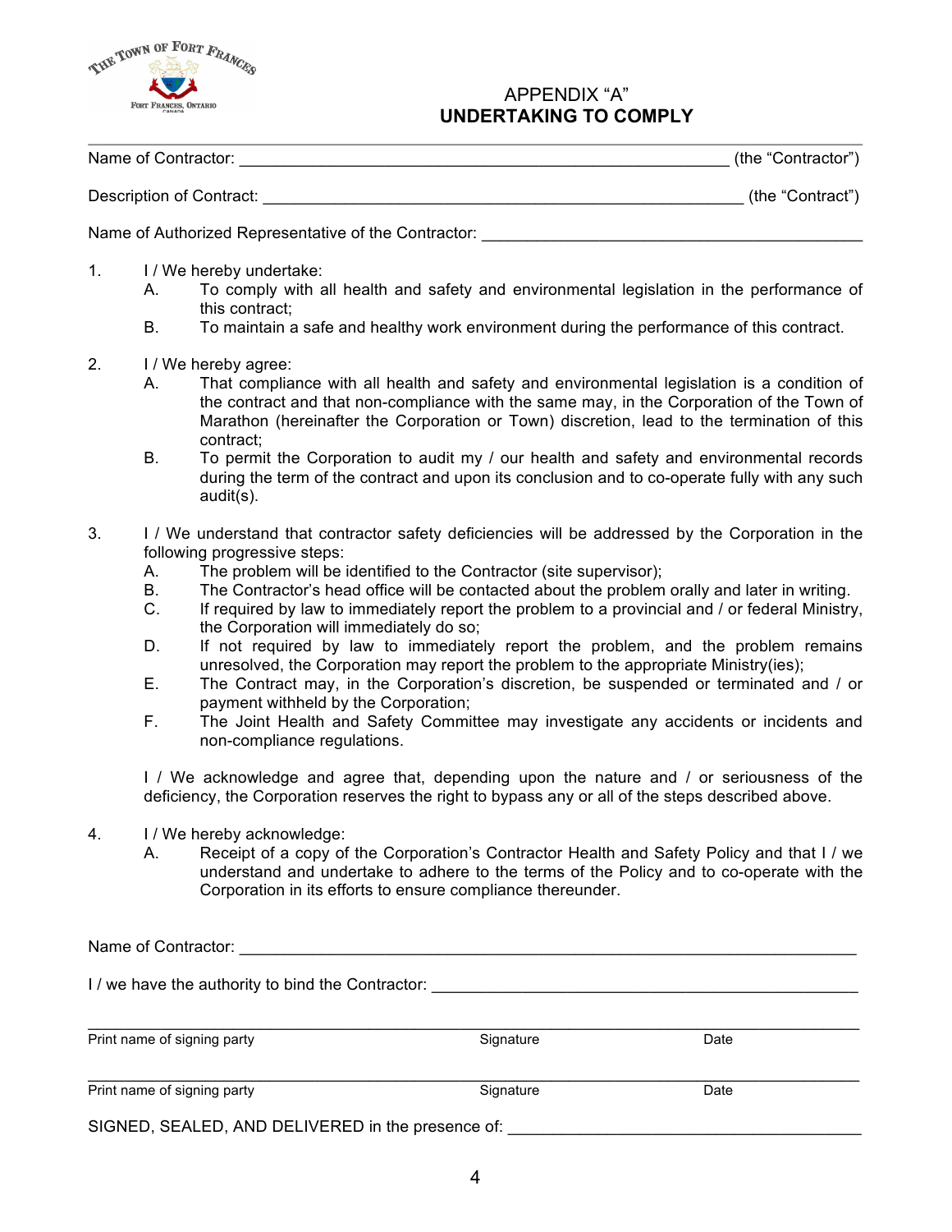# APPENDIX "A"
## UNDERTAKING TO COMPLY

Name of Contractor: ________________________________________________ (the "Contractor")

Description of Contract: ____________________________________________ (the "Contract")

Name of Authorized Representative of the Contractor: ____________________________________

1. I / We hereby undertake:
   - A. To comply with all health and safety and environmental legislation in the performance of this contract;
   - B. To maintain a safe and healthy work environment during the performance of this contract.

2. I / We hereby agree:
   - A. That compliance with all health and safety and environmental legislation is a condition of the contract and that non-compliance with the same may, in the Corporation of the Town of Marathon (hereinafter the Corporation or Town) discretion, lead to the termination of this contract;
   - B. To permit the Corporation to audit my / our health and safety and environmental records during the term of the contract and upon its conclusion and to co-operate fully with any such audit(s).

3. I / We understand that contractor safety deficiencies will be addressed by the Corporation in the following progressive steps:
   - A. The problem will be identified to the Contractor (site supervisor);
   - B. The Contractor's head office will be contacted about the problem orally and later in writing.
   - C. If required by law to immediately report the problem to a provincial and / or federal Ministry, the Corporation will immediately do so;
   - D. If not required by law to immediately report the problem, and the problem remains unresolved, the Corporation may report the problem to the appropriate Ministry(ies);
   - E. The Contract may, in the Corporation's discretion, be suspended or terminated and / or payment withheld by the Corporation;
   - F. The Joint Health and Safety Committee may investigate any accidents or incidents and non-compliance regulations.

   I / We acknowledge and agree that, depending upon the nature and / or seriousness of the deficiency, the Corporation reserves the right to bypass any or all of the steps described above.

4. I / We hereby acknowledge:
   - A. Receipt of a copy of the Corporation's Contractor Health and Safety Policy and that I / we understand and undertake to adhere to the terms of the Policy and to co-operate with the Corporation in its efforts to ensure compliance thereunder.

Name of Contractor: ____________________________________________________________

I / we have the authority to bind the Contractor: ________________________________________

____________________________________________________________________________

Print name of signing party          Signature          Date

____________________________________________________________________________

Print name of signing party          Signature          Date

SIGNED, SEALED, AND DELIVERED in the presence of: __________________________________